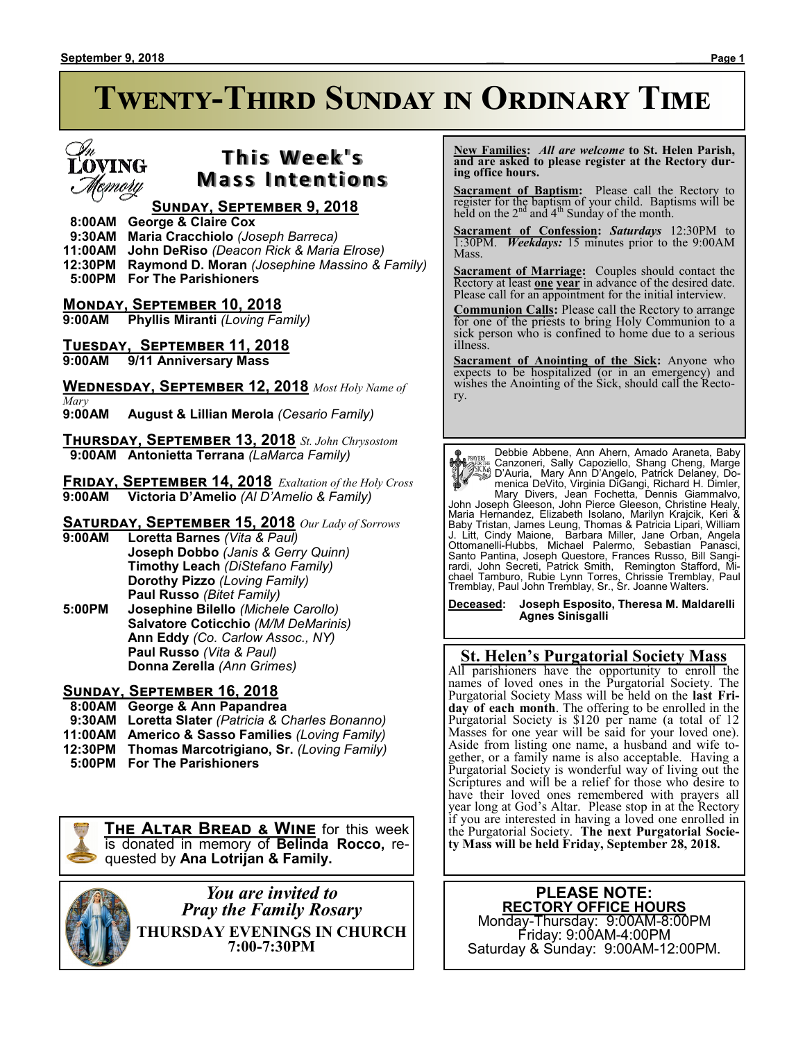# Twenty-Third Sunday in Ordinary Time

## In Loving Memory — This Week's Mass Intentions

### Sunday, September 9, 2018

8:00AM **George & Claire Cox**
9:30AM **Maria Cracchiolo** *(Joseph Barreca)*
11:00AM **John DeRiso** *(Deacon Rick & Maria Elrose)*
12:30PM **Raymond D. Moran** *(Josephine Massino & Family)*
5:00PM **For The Parishioners**

### Monday, September 10, 2018

9:00AM **Phyllis Miranti** *(Loving Family)*

### Tuesday, September 11, 2018

9:00AM **9/11 Anniversary Mass**

### Wednesday, September 12, 2018 *Most Holy Name of Mary*

9:00AM **August & Lillian Merola** *(Cesario Family)*

### Thursday, September 13, 2018 *St. John Chrysostom*

9:00AM **Antonietta Terrana** *(LaMarca Family)*

### Friday, September 14, 2018 *Exaltation of the Holy Cross*

9:00AM **Victoria D'Amelio** *(Al D'Amelio & Family)*

### Saturday, September 15, 2018 *Our Lady of Sorrows*

9:00AM **Loretta Barnes** *(Vita & Paul)*
**Joseph Dobbo** *(Janis & Gerry Quinn)*
**Timothy Leach** *(DiStefano Family)*
**Dorothy Pizzo** *(Loving Family)*
**Paul Russo** *(Bitet Family)*

5:00PM **Josephine Bilello** *(Michele Carollo)*
**Salvatore Coticchio** *(M/M DeMarinis)*
**Ann Eddy** *(Co. Carlow Assoc., NY)*
**Paul Russo** *(Vita & Paul)*
**Donna Zerella** *(Ann Grimes)*

### Sunday, September 16, 2018

8:00AM **George & Ann Papandrea**
9:30AM **Loretta Slater** *(Patricia & Charles Bonanno)*
11:00AM **Americo & Sasso Families** *(Loving Family)*
12:30PM **Thomas Marcotrigiano, Sr.** *(Loving Family)*
5:00PM **For The Parishioners**

**The Altar Bread & Wine** for this week is donated in memory of **Belinda Rocco,** requested by **Ana Lotrijan & Family.**

*You are invited to*
*Pray the Family Rosary*
**THURSDAY EVENINGS IN CHURCH**
**7:00-7:30PM**

**New Families:** *All are welcome* **to St. Helen Parish, and are asked to please register at the Rectory during office hours.**

**Sacrament of Baptism:** Please call the Rectory to register for the baptism of your child. Baptisms will be held on the 2nd and 4th Sunday of the month.

**Sacrament of Confession:** ***Saturdays*** 12:30PM to 1:30PM. ***Weekdays:*** 15 minutes prior to the 9:00AM Mass.

**Sacrament of Marriage:** Couples should contact the Rectory at least **one year** in advance of the desired date. Please call for an appointment for the initial interview.

**Communion Calls:** Please call the Rectory to arrange for one of the priests to bring Holy Communion to a sick person who is confined to home due to a serious illness.

**Sacrament of Anointing of the Sick:** Anyone who expects to be hospitalized (or in an emergency) and wishes the Anointing of the Sick, should call the Rectory.

**Prayers for the Sick:** Debbie Abbene, Ann Ahern, Amado Araneta, Baby Canzoneri, Sally Capoziello, Shang Cheng, Marge D'Auria, Mary Ann D'Angelo, Patrick Delaney, Domenica DeVito, Virginia DiGangi, Richard H. Dimler, Mary Divers, Jean Fochetta, Dennis Giammalvo, John Joseph Gleeson, John Pierce Gleeson, Christine Healy, Maria Hernandez, Elizabeth Isolano, Marilyn Krajcik, Keri & Baby Tristan, James Leung, Thomas & Patricia Lipari, William J. Litt, Cindy Maione, Barbara Miller, Jane Orban, Angela Ottomanelli-Hubbs, Michael Palermo, Sebastian Panasci, Santo Pantina, Joseph Questore, Frances Russo, Bill Sangirardi, John Secreti, Patrick Smith, Remington Stafford, Michael Tamburo, Rubie Lynn Torres, Chrissie Tremblay, Paul Tremblay, Paul John Tremblay, Sr., Sr. Joanne Walters.

**Deceased:** **Joseph Esposito, Theresa M. Maldarelli, Agnes Sinisgalli**

## St. Helen's Purgatorial Society Mass

All parishioners have the opportunity to enroll the names of loved ones in the Purgatorial Society. The Purgatorial Society Mass will be held on the **last Friday of each month**. The offering to be enrolled in the Purgatorial Society is $120 per name (a total of 12 Masses for one year will be said for your loved one). Aside from listing one name, a husband and wife together, or a family name is also acceptable. Having a Purgatorial Society is wonderful way of living out the Scriptures and will be a relief for those who desire to have their loved ones remembered with prayers all year long at God's Altar. Please stop in at the Rectory if you are interested in having a loved one enrolled in the Purgatorial Society. **The next Purgatorial Society Mass will be held Friday, September 28, 2018.**

**PLEASE NOTE:**
**RECTORY OFFICE HOURS**
Monday-Thursday: 9:00AM-8:00PM
Friday: 9:00AM-4:00PM
Saturday & Sunday: 9:00AM-12:00PM.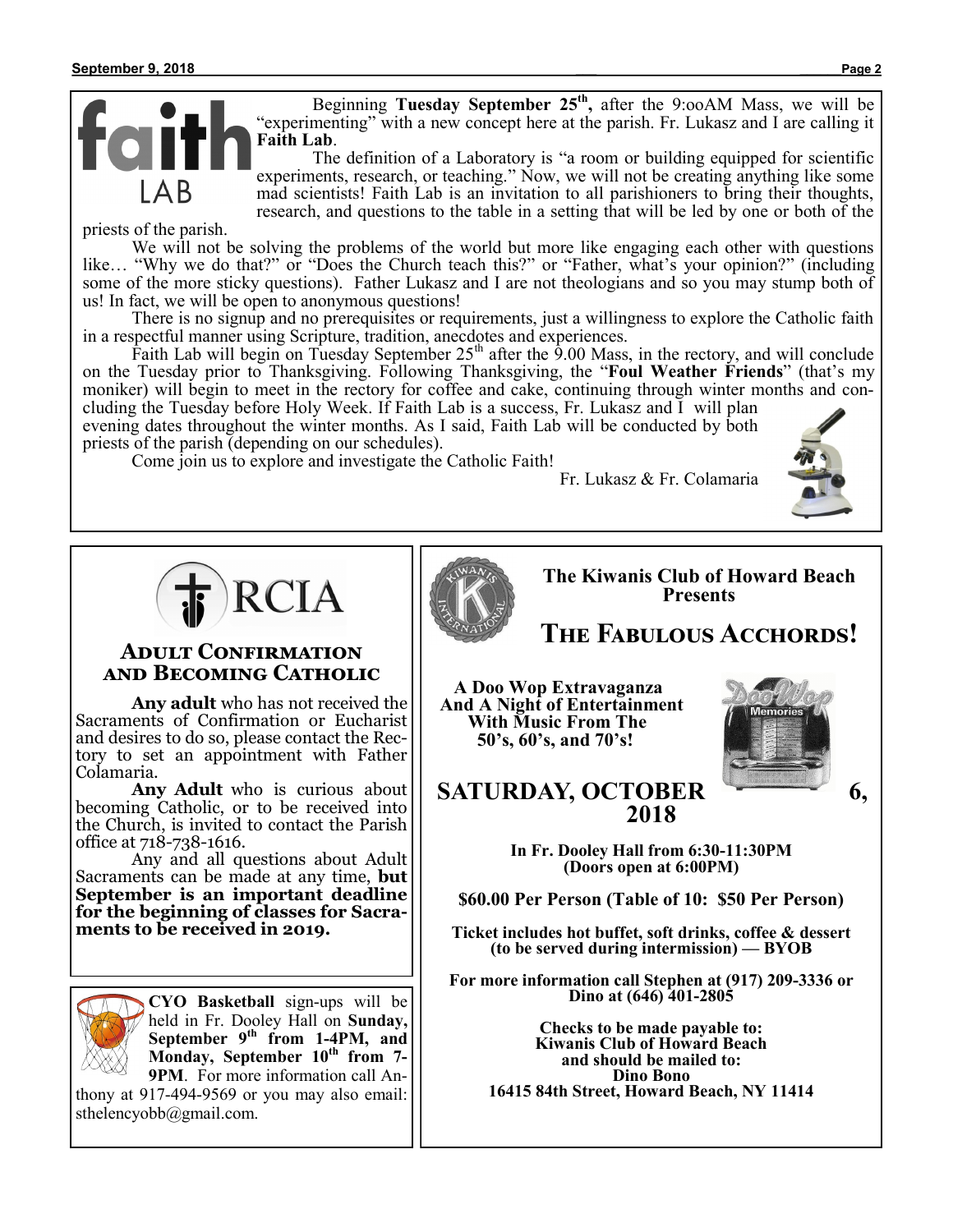# Faith Lab

Beginning **Tuesday September 25th,** after the 9:ooAM Mass, we will be "experimenting" with a new concept here at the parish. Fr. Lukasz and I are calling it **Faith Lab**.

The definition of a Laboratory is "a room or building equipped for scientific experiments, research, or teaching." Now, we will not be creating anything like some mad scientists! Faith Lab is an invitation to all parishioners to bring their thoughts, research, and questions to the table in a setting that will be led by one or both of the priests of the parish.

We will not be solving the problems of the world but more like engaging each other with questions like… "Why we do that?" or "Does the Church teach this?" or "Father, what's your opinion?" (including some of the more sticky questions). Father Lukasz and I are not theologians and so you may stump both of us! In fact, we will be open to anonymous questions!

There is no signup and no prerequisites or requirements, just a willingness to explore the Catholic faith in a respectful manner using Scripture, tradition, anecdotes and experiences.

Faith Lab will begin on Tuesday September 25th after the 9.00 Mass, in the rectory, and will conclude on the Tuesday prior to Thanksgiving. Following Thanksgiving, the "**Foul Weather Friends**" (that's my moniker) will begin to meet in the rectory for coffee and cake, continuing through winter months and concluding the Tuesday before Holy Week. If Faith Lab is a success, Fr. Lukasz and I will plan evening dates throughout the winter months. As I said, Faith Lab will be conducted by both priests of the parish (depending on our schedules).

Come join us to explore and investigate the Catholic Faith!

Fr. Lukasz & Fr. Colamaria

# RCIA

## Adult Confirmation and Becoming Catholic

**Any adult** who has not received the Sacraments of Confirmation or Eucharist and desires to do so, please contact the Rectory to set an appointment with Father Colamaria.

**Any Adult** who is curious about becoming Catholic, or to be received into the Church, is invited to contact the Parish office at 718-738-1616.

Any and all questions about Adult Sacraments can be made at any time, **but September is an important deadline for the beginning of classes for Sacraments to be received in 2019.**

**CYO Basketball** sign-ups will be held in Fr. Dooley Hall on **Sunday, September 9th from 1-4PM, and Monday, September 10th from 7-9PM**. For more information call Anthony at 917-494-9569 or you may also email: sthelencyobb@gmail.com.

**The Kiwanis Club of Howard Beach Presents**

## The Fabulous Acchords!

**A Doo Wop Extravaganza And A Night of Entertainment With Music From The 50's, 60's, and 70's!**

**SATURDAY, OCTOBER 6, 2018**

**In Fr. Dooley Hall from 6:30-11:30PM (Doors open at 6:00PM)**

**$60.00 Per Person (Table of 10: $50 Per Person)**

**Ticket includes hot buffet, soft drinks, coffee & dessert (to be served during intermission) — BYOB**

**For more information call Stephen at (917) 209-3336 or Dino at (646) 401-2805**

**Checks to be made payable to: Kiwanis Club of Howard Beach and should be mailed to: Dino Bono 16415 84th Street, Howard Beach, NY 11414**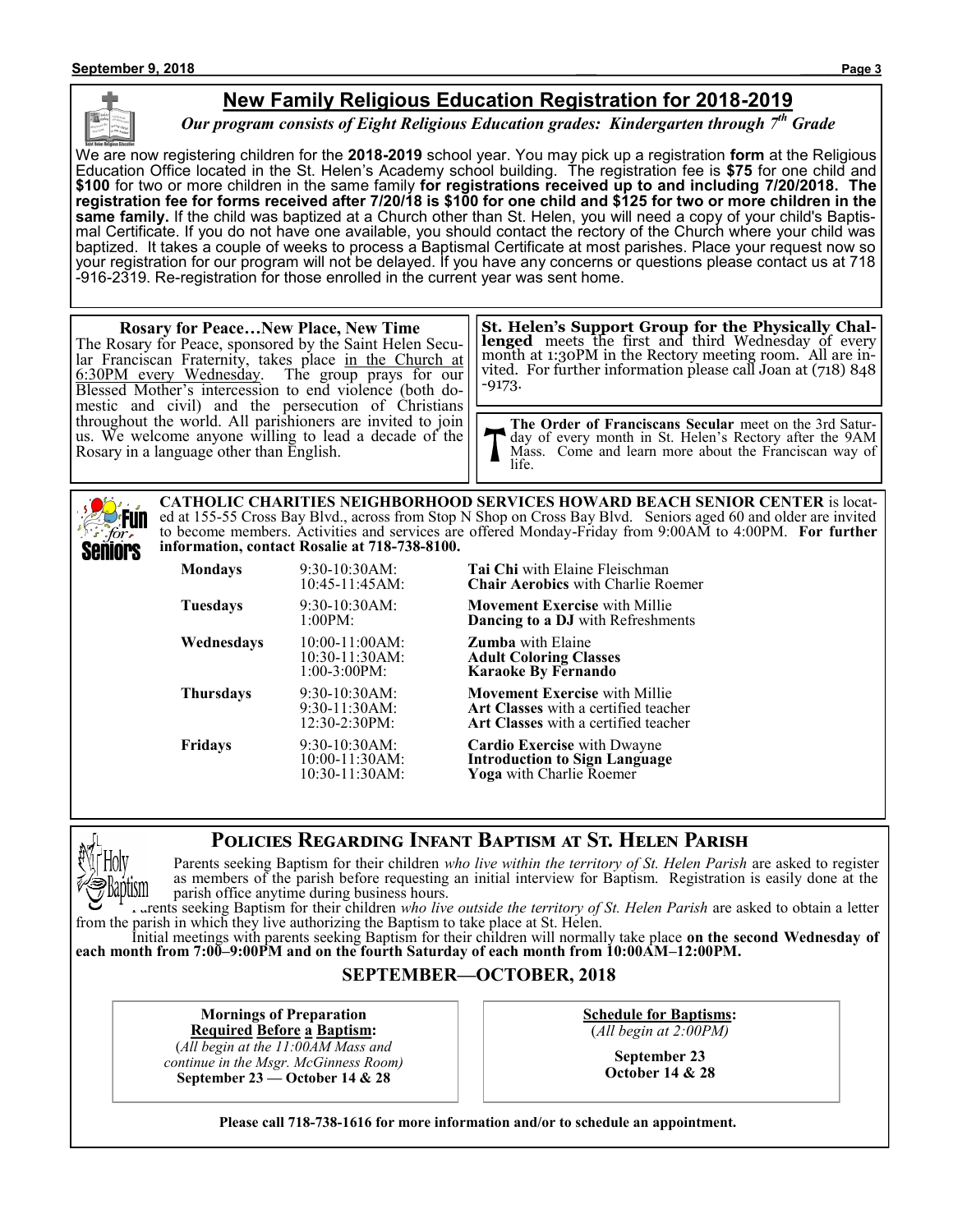## New Family Religious Education Registration for 2018-2019

***Our program consists of Eight Religious Education grades: Kindergarten through 7th Grade***

We are now registering children for the **2018-2019** school year. You may pick up a registration **form** at the Religious Education Office located in the St. Helen's Academy school building. The registration fee is **$75** for one child and **$100** for two or more children in the same family **for registrations received up to and including 7/20/2018. The registration fee for forms received after 7/20/18 is $100 for one child and $125 for two or more children in the same family.** If the child was baptized at a Church other than St. Helen, you will need a copy of your child's Baptismal Certificate. If you do not have one available, you should contact the rectory of the Church where your child was baptized. It takes a couple of weeks to process a Baptismal Certificate at most parishes. Place your request now so your registration for our program will not be delayed. If you have any concerns or questions please contact us at 718-916-2319. Re-registration for those enrolled in the current year was sent home.

**Rosary for Peace…New Place, New Time**

The Rosary for Peace, sponsored by the Saint Helen Secular Franciscan Fraternity, takes place in the Church at 6:30PM every Wednesday. The group prays for our Blessed Mother's intercession to end violence (both domestic and civil) and the persecution of Christians throughout the world. All parishioners are invited to join us. We welcome anyone willing to lead a decade of the Rosary in a language other than English.

**St. Helen's Support Group for the Physically Challenged** meets the first and third Wednesday of every month at 1:30PM in the Rectory meeting room. All are invited. For further information please call Joan at (718) 848-9173.

**The Order of Franciscans Secular** meet on the 3rd Saturday of every month in St. Helen's Rectory after the 9AM Mass. Come and learn more about the Franciscan way of life.

**CATHOLIC CHARITIES NEIGHBORHOOD SERVICES HOWARD BEACH SENIOR CENTER** is located at 155-55 Cross Bay Blvd., across from Stop N Shop on Cross Bay Blvd. Seniors aged 60 and older are invited to become members. Activities and services are offered Monday-Friday from 9:00AM to 4:00PM. **For further information, contact Rosalie at 718-738-8100.**

| Day | Time | Activity |
|---|---|---|
| **Mondays** | 9:30-10:30AM: | **Tai Chi** with Elaine Fleischman |
| | 10:45-11:45AM: | **Chair Aerobics** with Charlie Roemer |
| **Tuesdays** | 9:30-10:30AM: | **Movement Exercise** with Millie |
| | 1:00PM: | **Dancing to a DJ** with Refreshments |
| **Wednesdays** | 10:00-11:00AM: | **Zumba** with Elaine |
| | 10:30-11:30AM: | **Adult Coloring Classes** |
| | 1:00-3:00PM: | **Karaoke By Fernando** |
| **Thursdays** | 9:30-10:30AM: | **Movement Exercise** with Millie |
| | 9:30-11:30AM: | **Art Classes** with a certified teacher |
| | 12:30-2:30PM: | **Art Classes** with a certified teacher |
| **Fridays** | 9:30-10:30AM: | **Cardio Exercise** with Dwayne |
| | 10:00-11:30AM: | **Introduction to Sign Language** |
| | 10:30-11:30AM: | **Yoga** with Charlie Roemer |

## Policies Regarding Infant Baptism at St. Helen Parish

Parents seeking Baptism for their children *who live within the territory of St. Helen Parish* are asked to register as members of the parish before requesting an initial interview for Baptism. Registration is easily done at the parish office anytime during business hours.

Parents seeking Baptism for their children *who live outside the territory of St. Helen Parish* are asked to obtain a letter from the parish in which they live authorizing the Baptism to take place at St. Helen.

Initial meetings with parents seeking Baptism for their children will normally take place **on the second Wednesday of each month from 7:00–9:00PM and on the fourth Saturday of each month from 10:00AM–12:00PM.**

### SEPTEMBER—OCTOBER, 2018

**Mornings of Preparation**
**Required Before a Baptism:**
(*All begin at the 11:00AM Mass and continue in the Msgr. McGinness Room)*
**September 23 — October 14 & 28**

**Schedule for Baptisms:**
(*All begin at 2:00PM)*
**September 23**
**October 14 & 28**

**Please call 718-738-1616 for more information and/or to schedule an appointment.**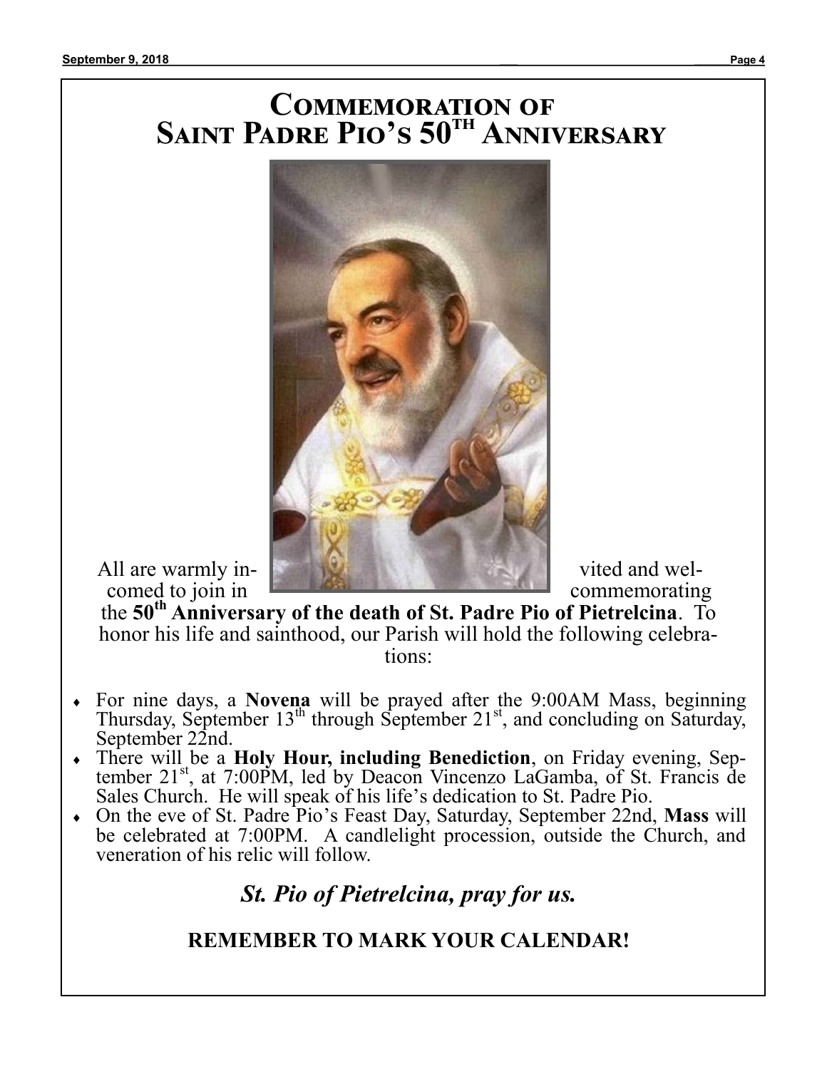# Commemoration of Saint Padre Pio's 50th Anniversary

All are warmly invited and welcomed to join in commemorating the **50th Anniversary of the death of St. Padre Pio of Pietrelcina**. To honor his life and sainthood, our Parish will hold the following celebrations:

- For nine days, a **Novena** will be prayed after the 9:00AM Mass, beginning Thursday, September 13th through September 21st, and concluding on Saturday, September 22nd.
- There will be a **Holy Hour, including Benediction**, on Friday evening, September 21st, at 7:00PM, led by Deacon Vincenzo LaGamba, of St. Francis de Sales Church. He will speak of his life's dedication to St. Padre Pio.
- On the eve of St. Padre Pio's Feast Day, Saturday, September 22nd, **Mass** will be celebrated at 7:00PM. A candlelight procession, outside the Church, and veneration of his relic will follow.

***St. Pio of Pietrelcina, pray for us.***

**REMEMBER TO MARK YOUR CALENDAR!**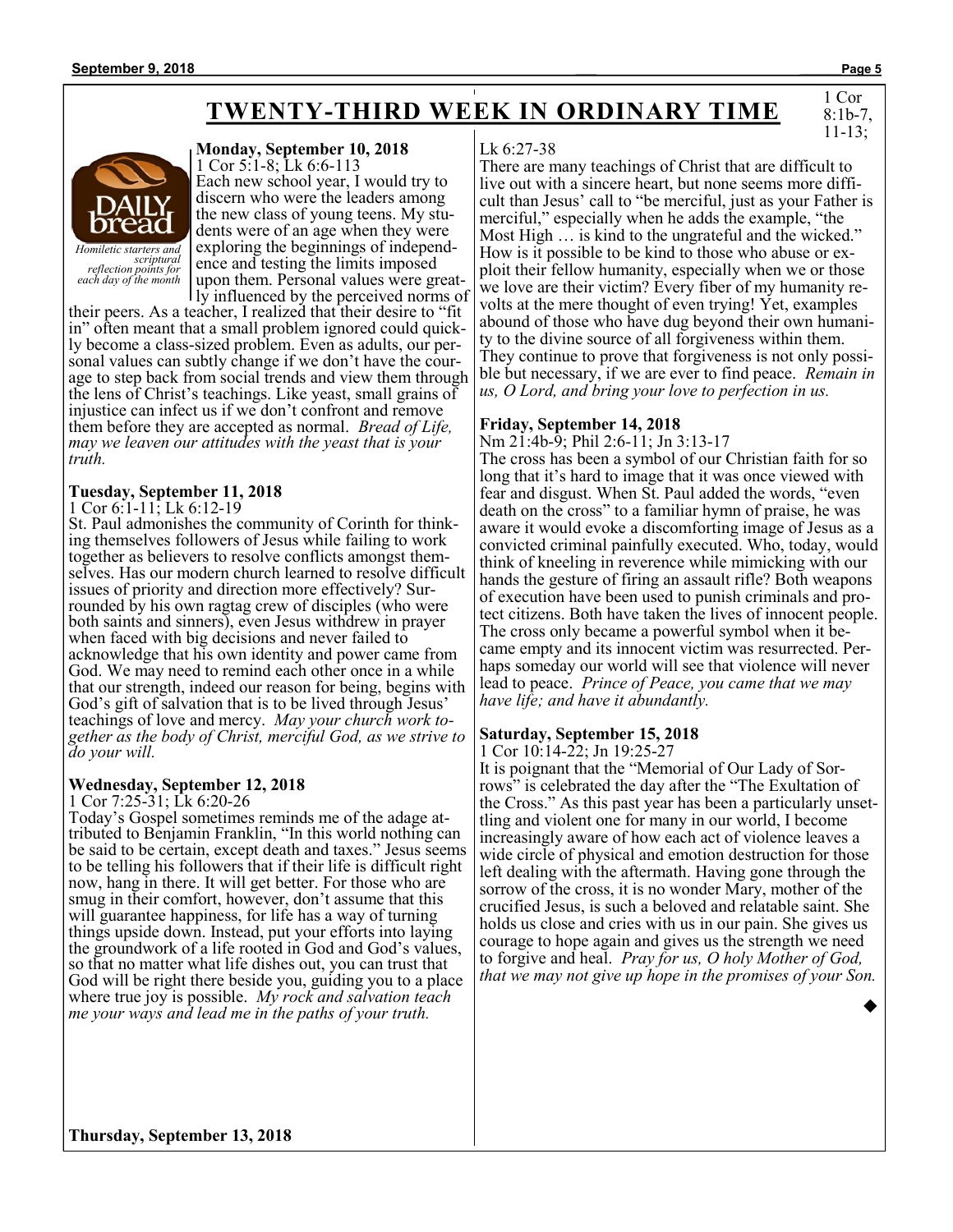# TWENTY-THIRD WEEK IN ORDINARY TIME

DAILY bread

*Homiletic starters and scriptural reflection points for each day of the month*

**Monday, September 10, 2018**

1 Cor 5:1-8; Lk 6:6-113

Each new school year, I would try to discern who were the leaders among the new class of young teens. My students were of an age when they were exploring the beginnings of independence and testing the limits imposed upon them. Personal values were greatly influenced by the perceived norms of their peers. As a teacher, I realized that their desire to "fit in" often meant that a small problem ignored could quickly become a class-sized problem. Even as adults, our personal values can subtly change if we don't have the courage to step back from social trends and view them through the lens of Christ's teachings. Like yeast, small grains of injustice can infect us if we don't confront and remove them before they are accepted as normal. *Bread of Life, may we leaven our attitudes with the yeast that is your truth.*

**Tuesday, September 11, 2018**

1 Cor 6:1-11; Lk 6:12-19

St. Paul admonishes the community of Corinth for thinking themselves followers of Jesus while failing to work together as believers to resolve conflicts amongst themselves. Has our modern church learned to resolve difficult issues of priority and direction more effectively? Surrounded by his own ragtag crew of disciples (who were both saints and sinners), even Jesus withdrew in prayer when faced with big decisions and never failed to acknowledge that his own identity and power came from God. We may need to remind each other once in a while that our strength, indeed our reason for being, begins with God's gift of salvation that is to be lived through Jesus' teachings of love and mercy. *May your church work together as the body of Christ, merciful God, as we strive to do your will.*

**Wednesday, September 12, 2018**

1 Cor 7:25-31; Lk 6:20-26

Today's Gospel sometimes reminds me of the adage attributed to Benjamin Franklin, "In this world nothing can be said to be certain, except death and taxes." Jesus seems to be telling his followers that if their life is difficult right now, hang in there. It will get better. For those who are smug in their comfort, however, don't assume that this will guarantee happiness, for life has a way of turning things upside down. Instead, put your efforts into laying the groundwork of a life rooted in God and God's values, so that no matter what life dishes out, you can trust that God will be right there beside you, guiding you to a place where true joy is possible. *My rock and salvation teach me your ways and lead me in the paths of your truth.*

**Thursday, September 13, 2018**

1 Cor 8:1b-7, 11-13; Lk 6:27-38

There are many teachings of Christ that are difficult to live out with a sincere heart, but none seems more difficult than Jesus' call to "be merciful, just as your Father is merciful," especially when he adds the example, "the Most High … is kind to the ungrateful and the wicked." How is it possible to be kind to those who abuse or exploit their fellow humanity, especially when we or those we love are their victim? Every fiber of my humanity revolts at the mere thought of even trying! Yet, examples abound of those who have dug beyond their own humanity to the divine source of all forgiveness within them. They continue to prove that forgiveness is not only possible but necessary, if we are ever to find peace. *Remain in us, O Lord, and bring your love to perfection in us.*

**Friday, September 14, 2018**

Nm 21:4b-9; Phil 2:6-11; Jn 3:13-17

The cross has been a symbol of our Christian faith for so long that it's hard to image that it was once viewed with fear and disgust. When St. Paul added the words, "even death on the cross" to a familiar hymn of praise, he was aware it would evoke a discomforting image of Jesus as a convicted criminal painfully executed. Who, today, would think of kneeling in reverence while mimicking with our hands the gesture of firing an assault rifle? Both weapons of execution have been used to punish criminals and protect citizens. Both have taken the lives of innocent people. The cross only became a powerful symbol when it became empty and its innocent victim was resurrected. Perhaps someday our world will see that violence will never lead to peace. *Prince of Peace, you came that we may have life; and have it abundantly.*

**Saturday, September 15, 2018**

1 Cor 10:14-22; Jn 19:25-27

It is poignant that the "Memorial of Our Lady of Sorrows" is celebrated the day after the "The Exultation of the Cross." As this past year has been a particularly unsettling and violent one for many in our world, I become increasingly aware of how each act of violence leaves a wide circle of physical and emotion destruction for those left dealing with the aftermath. Having gone through the sorrow of the cross, it is no wonder Mary, mother of the crucified Jesus, is such a beloved and relatable saint. She holds us close and cries with us in our pain. She gives us courage to hope again and gives us the strength we need to forgive and heal. *Pray for us, O holy Mother of God, that we may not give up hope in the promises of your Son.*

◆